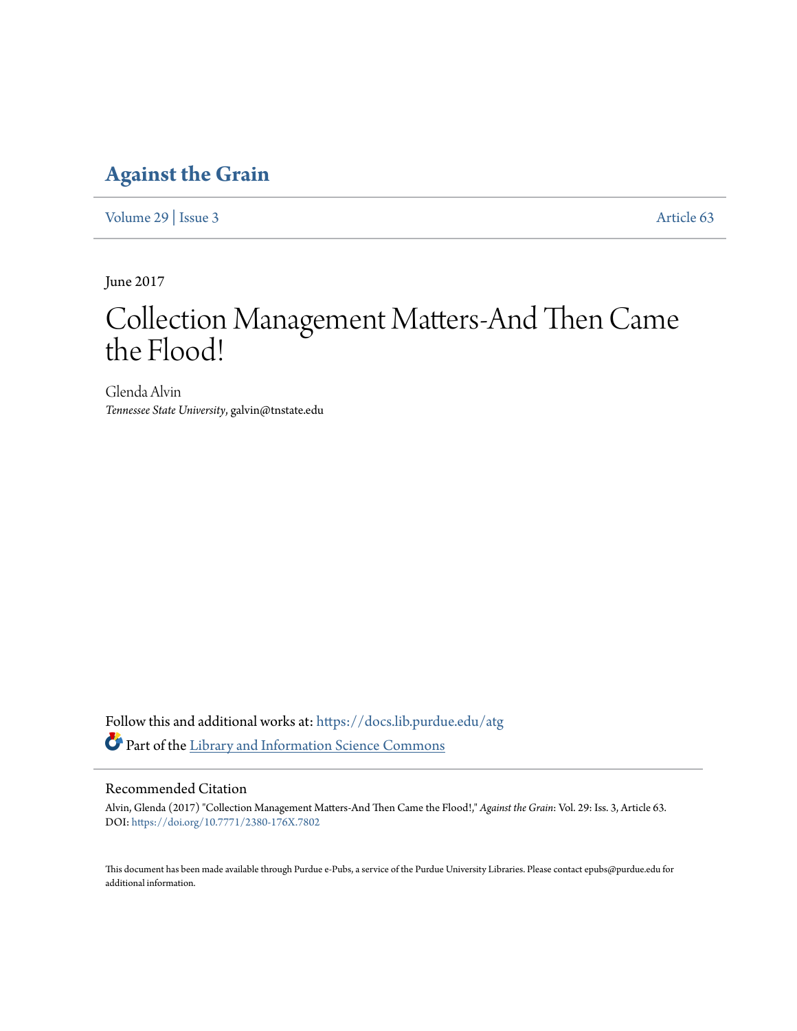# Against the Grain

Volume 29 | Issue 3 Article 63

June 2017

# Collection Management Matters-And Then Came the Flood!

Glenda Alvin
*Tennessee State University*, galvin@tnstate.edu

Follow this and additional works at: https://docs.lib.purdue.edu/atg

Part of the Library and Information Science Commons

## Recommended Citation

Alvin, Glenda (2017) "Collection Management Matters-And Then Came the Flood!," *Against the Grain*: Vol. 29: Iss. 3, Article 63.
DOI: https://doi.org/10.7771/2380-176X.7802

This document has been made available through Purdue e-Pubs, a service of the Purdue University Libraries. Please contact epubs@purdue.edu for additional information.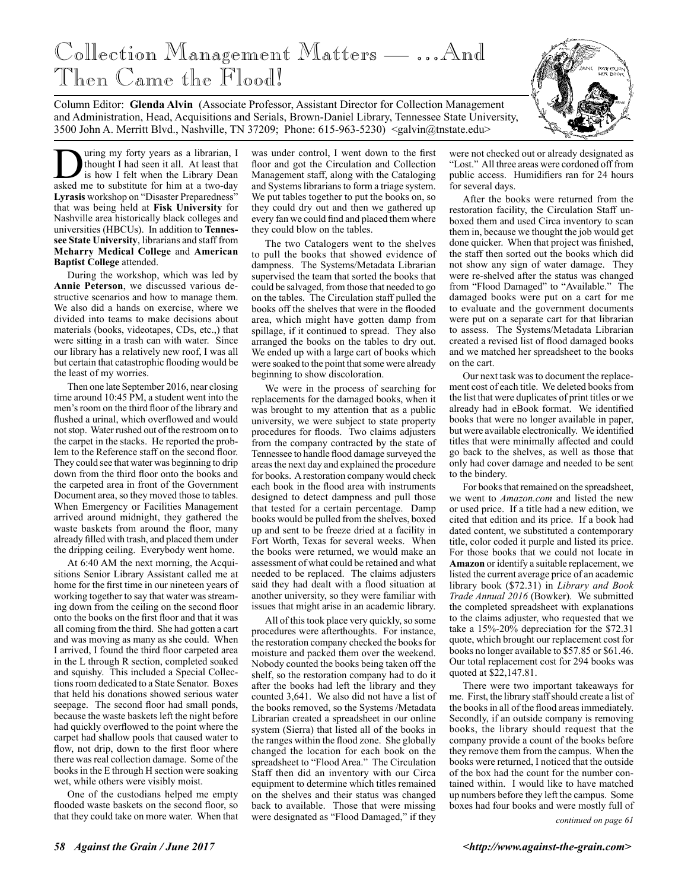# Collection Management Matters — ...And Then Came the Flood!

Column Editor: **Glenda Alvin** (Associate Professor, Assistant Director for Collection Management and Administration, Head, Acquisitions and Serials, Brown-Daniel Library, Tennessee State University, 3500 John A. Merritt Blvd., Nashville, TN 37209; Phone: 615-963-5230) <galvin@tnstate.edu>

During my forty years as a librarian, I thought I had seen it all. At least that is how I felt when the Library Dean asked me to substitute for him at a two-day **Lyrasis** workshop on "Disaster Preparedness" that was being held at **Fisk University** for Nashville area historically black colleges and universities (HBCUs). In addition to **Tennessee State University**, librarians and staff from **Meharry Medical College** and **American Baptist College** attended.

During the workshop, which was led by **Annie Peterson**, we discussed various destructive scenarios and how to manage them. We also did a hands on exercise, where we divided into teams to make decisions about materials (books, videotapes, CDs, etc.,) that were sitting in a trash can with water. Since our library has a relatively new roof, I was all but certain that catastrophic flooding would be the least of my worries.

Then one late September 2016, near closing time around 10:45 PM, a student went into the men's room on the third floor of the library and flushed a urinal, which overflowed and would not stop. Water rushed out of the restroom on to the carpet in the stacks. He reported the problem to the Reference staff on the second floor. They could see that water was beginning to drip down from the third floor onto the books and the carpeted area in front of the Government Document area, so they moved those to tables. When Emergency or Facilities Management arrived around midnight, they gathered the waste baskets from around the floor, many already filled with trash, and placed them under the dripping ceiling. Everybody went home.

At 6:40 AM the next morning, the Acquisitions Senior Library Assistant called me at home for the first time in our nineteen years of working together to say that water was streaming down from the ceiling on the second floor onto the books on the first floor and that it was all coming from the third. She had gotten a cart and was moving as many as she could. When I arrived, I found the third floor carpeted area in the L through R section, completed soaked and squishy. This included a Special Collections room dedicated to a State Senator. Boxes that held his donations showed serious water seepage. The second floor had small ponds, because the waste baskets left the night before had quickly overflowed to the point where the carpet had shallow pools that caused water to flow, not drip, down to the first floor where there was real collection damage. Some of the books in the E through H section were soaking wet, while others were visibly moist.

One of the custodians helped me empty flooded waste baskets on the second floor, so that they could take on more water. When that was under control, I went down to the first floor and got the Circulation and Collection Management staff, along with the Cataloging and Systems librarians to form a triage system. We put tables together to put the books on, so they could dry out and then we gathered up every fan we could find and placed them where they could blow on the tables.

The two Catalogers went to the shelves to pull the books that showed evidence of dampness. The Systems/Metadata Librarian supervised the team that sorted the books that could be salvaged, from those that needed to go on the tables. The Circulation staff pulled the books off the shelves that were in the flooded area, which might have gotten damp from spillage, if it continued to spread. They also arranged the books on the tables to dry out. We ended up with a large cart of books which were soaked to the point that some were already beginning to show discoloration.

We were in the process of searching for replacements for the damaged books, when it was brought to my attention that as a public university, we were subject to state property procedures for floods. Two claims adjusters from the company contracted by the state of Tennessee to handle flood damage surveyed the areas the next day and explained the procedure for books. A restoration company would check each book in the flood area with instruments designed to detect dampness and pull those that tested for a certain percentage. Damp books would be pulled from the shelves, boxed up and sent to be freeze dried at a facility in Fort Worth, Texas for several weeks. When the books were returned, we would make an assessment of what could be retained and what needed to be replaced. The claims adjusters said they had dealt with a flood situation at another university, so they were familiar with issues that might arise in an academic library.

All of this took place very quickly, so some procedures were afterthoughts. For instance, the restoration company checked the books for moisture and packed them over the weekend. Nobody counted the books being taken off the shelf, so the restoration company had to do it after the books had left the library and they counted 3,641. We also did not have a list of the books removed, so the Systems /Metadata Librarian created a spreadsheet in our online system (Sierra) that listed all of the books in the ranges within the flood zone. She globally changed the location for each book on the spreadsheet to "Flood Area." The Circulation Staff then did an inventory with our Circa equipment to determine which titles remained on the shelves and their status was changed back to available. Those that were missing were designated as "Flood Damaged," if they were not checked out or already designated as "Lost." All three areas were cordoned off from public access. Humidifiers ran for 24 hours for several days.

After the books were returned from the restoration facility, the Circulation Staff unboxed them and used Circa inventory to scan them in, because we thought the job would get done quicker. When that project was finished, the staff then sorted out the books which did not show any sign of water damage. They were re-shelved after the status was changed from "Flood Damaged" to "Available." The damaged books were put on a cart for me to evaluate and the government documents were put on a separate cart for that librarian to assess. The Systems/Metadata Librarian created a revised list of flood damaged books and we matched her spreadsheet to the books on the cart.

Our next task was to document the replacement cost of each title. We deleted books from the list that were duplicates of print titles or we already had in eBook format. We identified books that were no longer available in paper, but were available electronically. We identified titles that were minimally affected and could go back to the shelves, as well as those that only had cover damage and needed to be sent to the bindery.

For books that remained on the spreadsheet, we went to *Amazon.com* and listed the new or used price. If a title had a new edition, we cited that edition and its price. If a book had dated content, we substituted a contemporary title, color coded it purple and listed its price. For those books that we could not locate in **Amazon** or identify a suitable replacement, we listed the current average price of an academic library book ($72.31) in *Library and Book Trade Annual 2016* (Bowker). We submitted the completed spreadsheet with explanations to the claims adjuster, who requested that we take a 15%-20% depreciation for the $72.31 quote, which brought our replacement cost for books no longer available to $57.85 or $61.46. Our total replacement cost for 294 books was quoted at $22,147.81.

There were two important takeaways for me. First, the library staff should create a list of the books in all of the flood areas immediately. Secondly, if an outside company is removing books, the library should request that the company provide a count of the books before they remove them from the campus. When the books were returned, I noticed that the outside of the box had the count for the number contained within. I would like to have matched up numbers before they left the campus. Some boxes had four books and were mostly full of

*continued on page 61*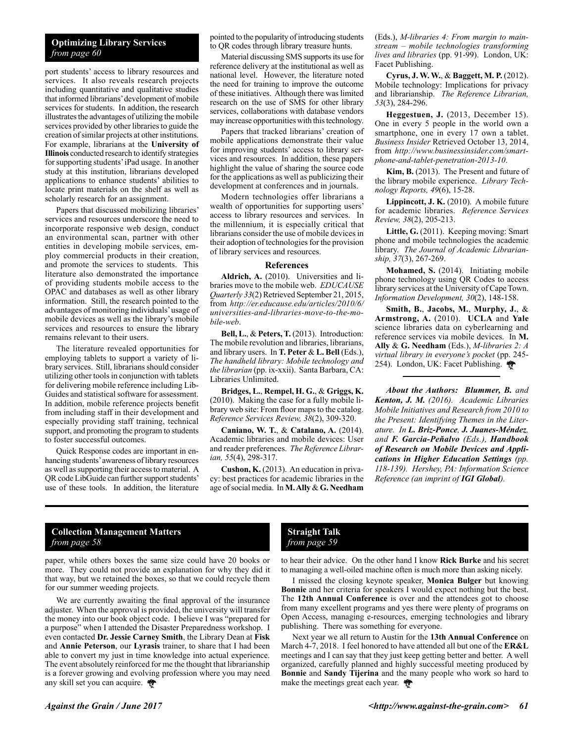## Optimizing Library Services
*from page 60*

port students' access to library resources and services. It also reveals research projects including quantitative and qualitative studies that informed librarians' development of mobile services for students. In addition, the research illustrates the advantages of utilizing the mobile services provided by other libraries to guide the creation of similar projects at other institutions. For example, librarians at the **University of Illinois** conducted research to identify strategies for supporting students' iPad usage. In another study at this institution, librarians developed applications to enhance students' abilities to locate print materials on the shelf as well as scholarly research for an assignment.

Papers that discussed mobilizing libraries' services and resources underscore the need to incorporate responsive web design, conduct an environmental scan, partner with other entities in developing mobile services, employ commercial products in their creation, and promote the services to students. This literature also demonstrated the importance of providing students mobile access to the OPAC and databases as well as other library information. Still, the research pointed to the advantages of monitoring individuals' usage of mobile devices as well as the library's mobile services and resources to ensure the library remains relevant to their users.

The literature revealed opportunities for employing tablets to support a variety of library services. Still, librarians should consider utilizing other tools in conjunction with tablets for delivering mobile reference including LibGuides and statistical software for assessment. In addition, mobile reference projects benefit from including staff in their development and especially providing staff training, technical support, and promoting the program to students to foster successful outcomes.

Quick Response codes are important in enhancing students' awareness of library resources as well as supporting their access to material. A QR code LibGuide can further support students' use of these tools. In addition, the literature pointed to the popularity of introducing students to QR codes through library treasure hunts.

Material discussing SMS supports its use for reference delivery at the institutional as well as national level. However, the literature noted the need for training to improve the outcome of these initiatives. Although there was limited research on the use of SMS for other library services, collaborations with database vendors may increase opportunities with this technology.

Papers that tracked librarians' creation of mobile applications demonstrate their value for improving students' access to library services and resources. In addition, these papers highlight the value of sharing the source code for the applications as well as publicizing their development at conferences and in journals.

Modern technologies offer librarians a wealth of opportunities for supporting users' access to library resources and services. In the millennium, it is especially critical that librarians consider the use of mobile devices in their adoption of technologies for the provision of library services and resources.

### References

**Aldrich, A.** (2010). Universities and libraries move to the mobile web. *EDUCAUSE Quarterly 33*(2) Retrieved September 21, 2015, from *http://er.educause.edu/articles/2010/6/universities-and-libraries-move-to-the-mobile-web*.

**Bell, L.**, & **Peters, T.** (2013). Introduction: The mobile revolution and libraries, librarians, and library users. In **T. Peter** & **L. Bell** (Eds.), *The handheld library: Mobile technology and the librarian* (pp. ix-xxii). Santa Barbara, CA: Libraries Unlimited.

**Bridges, L.**, **Rempel, H. G.**, & **Griggs, K.** (2010). Making the case for a fully mobile library web site: From floor maps to the catalog. *Reference Services Review, 38*(2), 309-320.

**Caniano, W. T.**, & **Catalano, A.** (2014). Academic libraries and mobile devices: User and reader preferences. *The Reference Librarian, 55*(4), 298-317.

**Cushon, K.** (2013). An education in privacy: best practices for academic libraries in the age of social media. In **M. Ally** & **G. Needham** (Eds.), *M-libraries 4: From margin to mainstream – mobile technologies transforming lives and libraries* (pp. 91-99). London, UK: Facet Publishing.

**Cyrus, J. W. W.**, & **Baggett, M. P.** (2012). Mobile technology: Implications for privacy and librarianship. *The Reference Librarian, 53*(3), 284-296.

**Heggestuen, J.** (2013, December 15). One in every 5 people in the world own a smartphone, one in every 17 own a tablet. *Business Insider* Retrieved October 13, 2014, from *http://www.businessinsider.com/smartphone-and-tablet-penetration-2013-10*.

**Kim, B.** (2013). The Present and future of the library mobile experience. *Library Technology Reports, 49*(6), 15-28.

**Lippincott, J. K.** (2010). A mobile future for academic libraries. *Reference Services Review, 38*(2), 205-213.

**Little, G.** (2011). Keeping moving: Smart phone and mobile technologies the academic library. *The Journal of Academic Librarianship, 37*(3), 267-269.

**Mohamed, S.** (2014). Initiating mobile phone technology using QR Codes to access library services at the University of Cape Town. *Information Development, 30*(2), 148-158.

**Smith, B.**, **Jacobs, M.**, **Murphy, J.**, & **Armstrong, A.** (2010). **UCLA** and **Yale** science libraries data on cyberlearning and reference services via mobile devices. In **M. Ally** & **G. Needham** (Eds.), *M-libraries 2: A virtual library in everyone's pocket* (pp. 245-254). London, UK: Facet Publishing.

***About the Authors: Blummer, B. and Kenton, J. M. (2016). Academic Libraries Mobile Initiatives and Research from 2010 to the Present: Identifying Themes in the Literature. In L. Briz-Ponce, J. Juanes-Méndez, and F. Garcia-Peňalvo (Eds.), Handbook of Research on Mobile Devices and Applications in Higher Education Settings (pp. 118-139). Hershey, PA: Information Science Reference (an imprint of IGI Global).***

## Collection Management Matters
*from page 58*

paper, while others boxes the same size could have 20 books or more. They could not provide an explanation for why they did it that way, but we retained the boxes, so that we could recycle them for our summer weeding projects.

We are currently awaiting the final approval of the insurance adjuster. When the approval is provided, the university will transfer the money into our book object code. I believe I was "prepared for a purpose" when I attended the Disaster Preparedness workshop. I even contacted **Dr. Jessie Carney Smith**, the Library Dean at **Fisk** and **Annie Peterson**, our **Lyrasis** trainer, to share that I had been able to convert my just in time knowledge into actual experience. The event absolutely reinforced for me the thought that librarianship is a forever growing and evolving profession where you may need any skill set you can acquire.

## Straight Talk
*from page 59*

to hear their advice. On the other hand I know **Rick Burke** and his secret to managing a well-oiled machine often is much more than asking nicely.

I missed the closing keynote speaker, **Monica Bulger** but knowing **Bonnie** and her criteria for speakers I would expect nothing but the best. The **12th Annual Conference** is over and the attendees got to choose from many excellent programs and yes there were plenty of programs on Open Access, managing e-resources, emerging technologies and library publishing. There was something for everyone.

Next year we all return to Austin for the **13th Annual Conference** on March 4-7, 2018. I feel honored to have attended all but one of the **ER&L** meetings and I can say that they just keep getting better and better. A well organized, carefully planned and highly successful meeting produced by **Bonnie** and **Sandy Tijerina** and the many people who work so hard to make the meetings great each year.